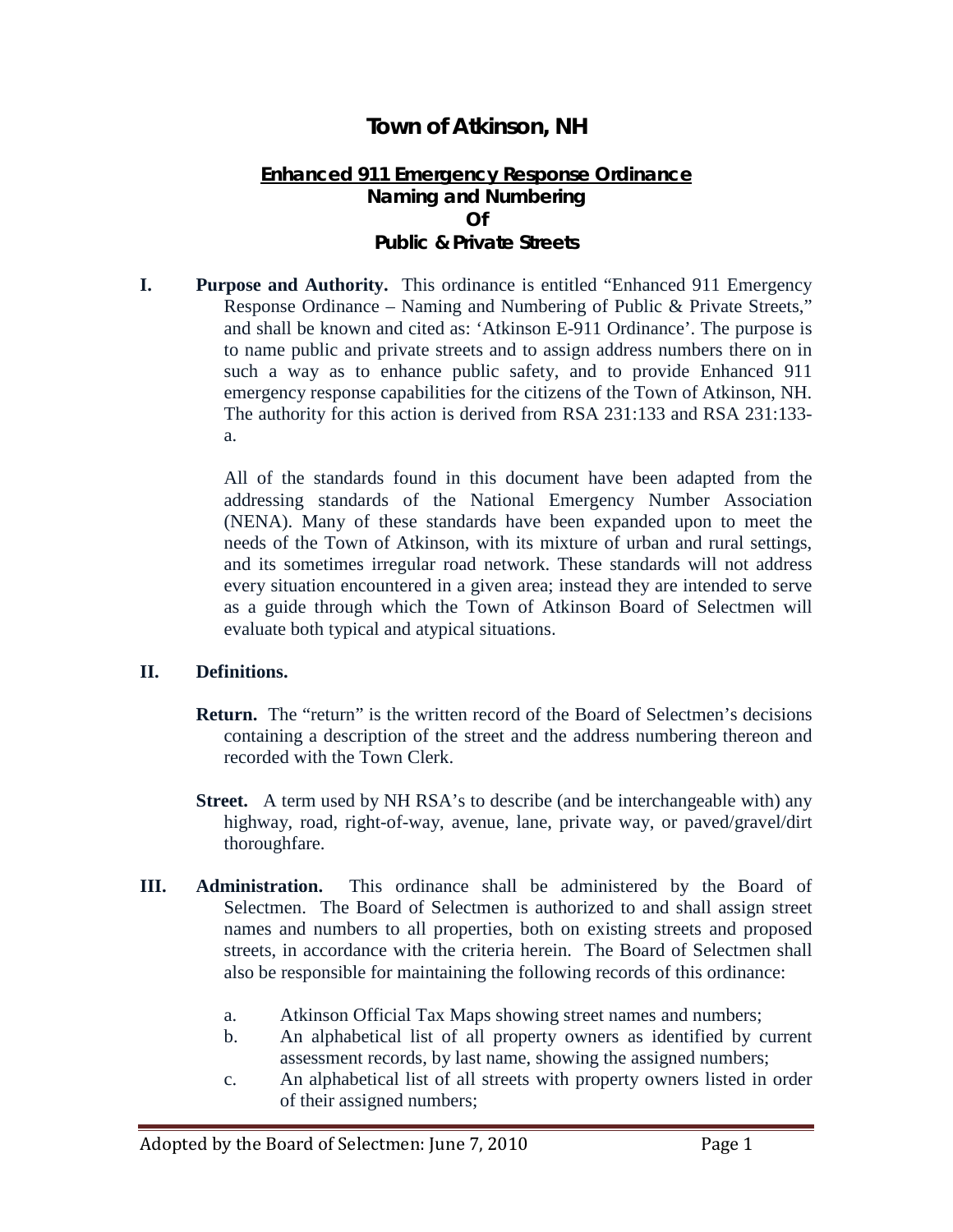# Town of Atkinson, NH

## Enhanced 911 Emergency Response Ordinance
### Naming and Numbering
### Of
### Public & Private Streets

**I. Purpose and Authority.** This ordinance is entitled "Enhanced 911 Emergency Response Ordinance – Naming and Numbering of Public & Private Streets," and shall be known and cited as: 'Atkinson E-911 Ordinance'. The purpose is to name public and private streets and to assign address numbers there on in such a way as to enhance public safety, and to provide Enhanced 911 emergency response capabilities for the citizens of the Town of Atkinson, NH. The authority for this action is derived from RSA 231:133 and RSA 231:133-a.

All of the standards found in this document have been adapted from the addressing standards of the National Emergency Number Association (NENA). Many of these standards have been expanded upon to meet the needs of the Town of Atkinson, with its mixture of urban and rural settings, and its sometimes irregular road network. These standards will not address every situation encountered in a given area; instead they are intended to serve as a guide through which the Town of Atkinson Board of Selectmen will evaluate both typical and atypical situations.

**II. Definitions.**

**Return.** The "return" is the written record of the Board of Selectmen's decisions containing a description of the street and the address numbering thereon and recorded with the Town Clerk.

**Street.** A term used by NH RSA's to describe (and be interchangeable with) any highway, road, right-of-way, avenue, lane, private way, or paved/gravel/dirt thoroughfare.

**III. Administration.** This ordinance shall be administered by the Board of Selectmen. The Board of Selectmen is authorized to and shall assign street names and numbers to all properties, both on existing streets and proposed streets, in accordance with the criteria herein. The Board of Selectmen shall also be responsible for maintaining the following records of this ordinance:

a. Atkinson Official Tax Maps showing street names and numbers;

b. An alphabetical list of all property owners as identified by current assessment records, by last name, showing the assigned numbers;

c. An alphabetical list of all streets with property owners listed in order of their assigned numbers;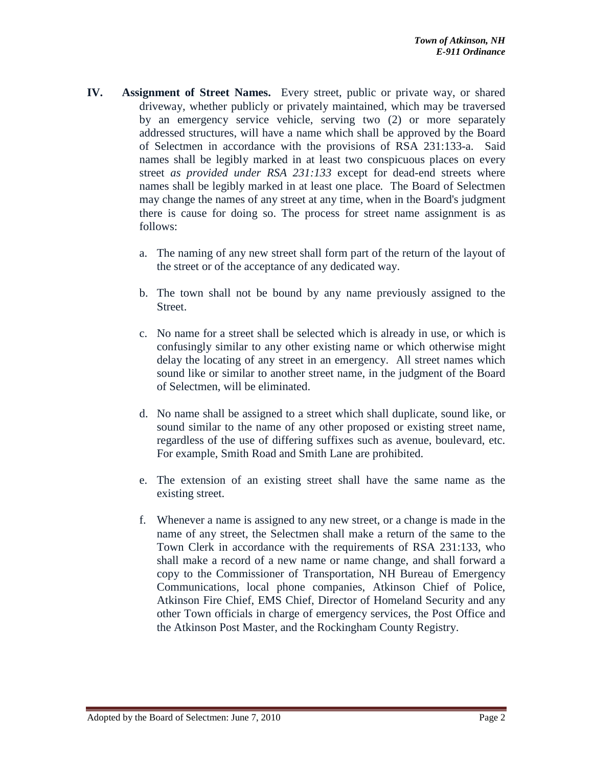**IV. Assignment of Street Names.** Every street, public or private way, or shared driveway, whether publicly or privately maintained, which may be traversed by an emergency service vehicle, serving two (2) or more separately addressed structures, will have a name which shall be approved by the Board of Selectmen in accordance with the provisions of RSA 231:133-a. Said names shall be legibly marked in at least two conspicuous places on every street *as provided under RSA 231:133* except for dead-end streets where names shall be legibly marked in at least one place. The Board of Selectmen may change the names of any street at any time, when in the Board's judgment there is cause for doing so. The process for street name assignment is as follows:

a. The naming of any new street shall form part of the return of the layout of the street or of the acceptance of any dedicated way.

b. The town shall not be bound by any name previously assigned to the Street.

c. No name for a street shall be selected which is already in use, or which is confusingly similar to any other existing name or which otherwise might delay the locating of any street in an emergency. All street names which sound like or similar to another street name, in the judgment of the Board of Selectmen, will be eliminated.

d. No name shall be assigned to a street which shall duplicate, sound like, or sound similar to the name of any other proposed or existing street name, regardless of the use of differing suffixes such as avenue, boulevard, etc. For example, Smith Road and Smith Lane are prohibited.

e. The extension of an existing street shall have the same name as the existing street.

f. Whenever a name is assigned to any new street, or a change is made in the name of any street, the Selectmen shall make a return of the same to the Town Clerk in accordance with the requirements of RSA 231:133, who shall make a record of a new name or name change, and shall forward a copy to the Commissioner of Transportation, NH Bureau of Emergency Communications, local phone companies, Atkinson Chief of Police, Atkinson Fire Chief, EMS Chief, Director of Homeland Security and any other Town officials in charge of emergency services, the Post Office and the Atkinson Post Master, and the Rockingham County Registry.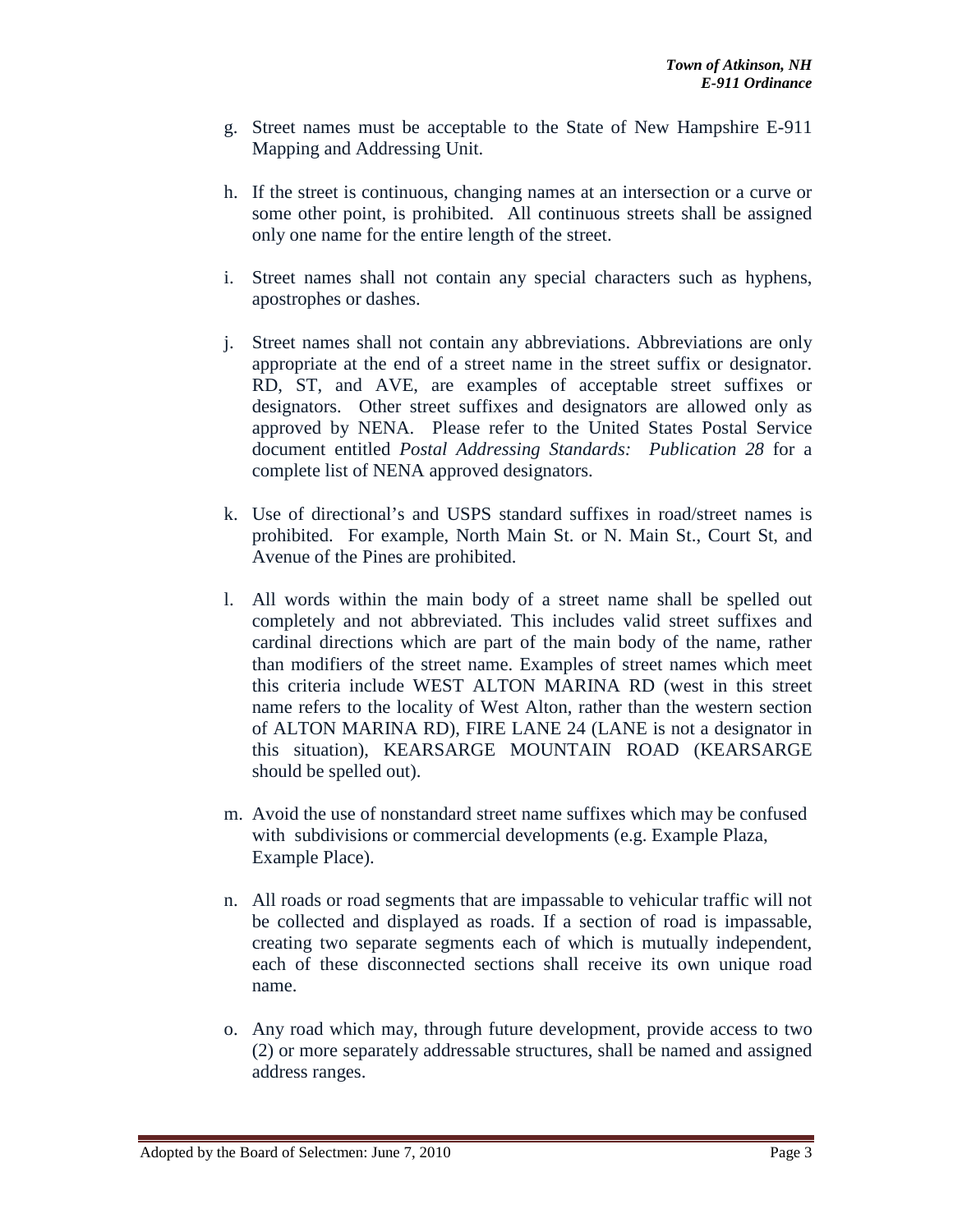g. Street names must be acceptable to the State of New Hampshire E-911 Mapping and Addressing Unit.

h. If the street is continuous, changing names at an intersection or a curve or some other point, is prohibited. All continuous streets shall be assigned only one name for the entire length of the street.

i. Street names shall not contain any special characters such as hyphens, apostrophes or dashes.

j. Street names shall not contain any abbreviations. Abbreviations are only appropriate at the end of a street name in the street suffix or designator. RD, ST, and AVE, are examples of acceptable street suffixes or designators. Other street suffixes and designators are allowed only as approved by NENA. Please refer to the United States Postal Service document entitled *Postal Addressing Standards: Publication 28* for a complete list of NENA approved designators.

k. Use of directional's and USPS standard suffixes in road/street names is prohibited. For example, North Main St. or N. Main St., Court St, and Avenue of the Pines are prohibited.

l. All words within the main body of a street name shall be spelled out completely and not abbreviated. This includes valid street suffixes and cardinal directions which are part of the main body of the name, rather than modifiers of the street name. Examples of street names which meet this criteria include WEST ALTON MARINA RD (west in this street name refers to the locality of West Alton, rather than the western section of ALTON MARINA RD), FIRE LANE 24 (LANE is not a designator in this situation), KEARSARGE MOUNTAIN ROAD (KEARSARGE should be spelled out).

m. Avoid the use of nonstandard street name suffixes which may be confused with subdivisions or commercial developments (e.g. Example Plaza, Example Place).

n. All roads or road segments that are impassable to vehicular traffic will not be collected and displayed as roads. If a section of road is impassable, creating two separate segments each of which is mutually independent, each of these disconnected sections shall receive its own unique road name.

o. Any road which may, through future development, provide access to two (2) or more separately addressable structures, shall be named and assigned address ranges.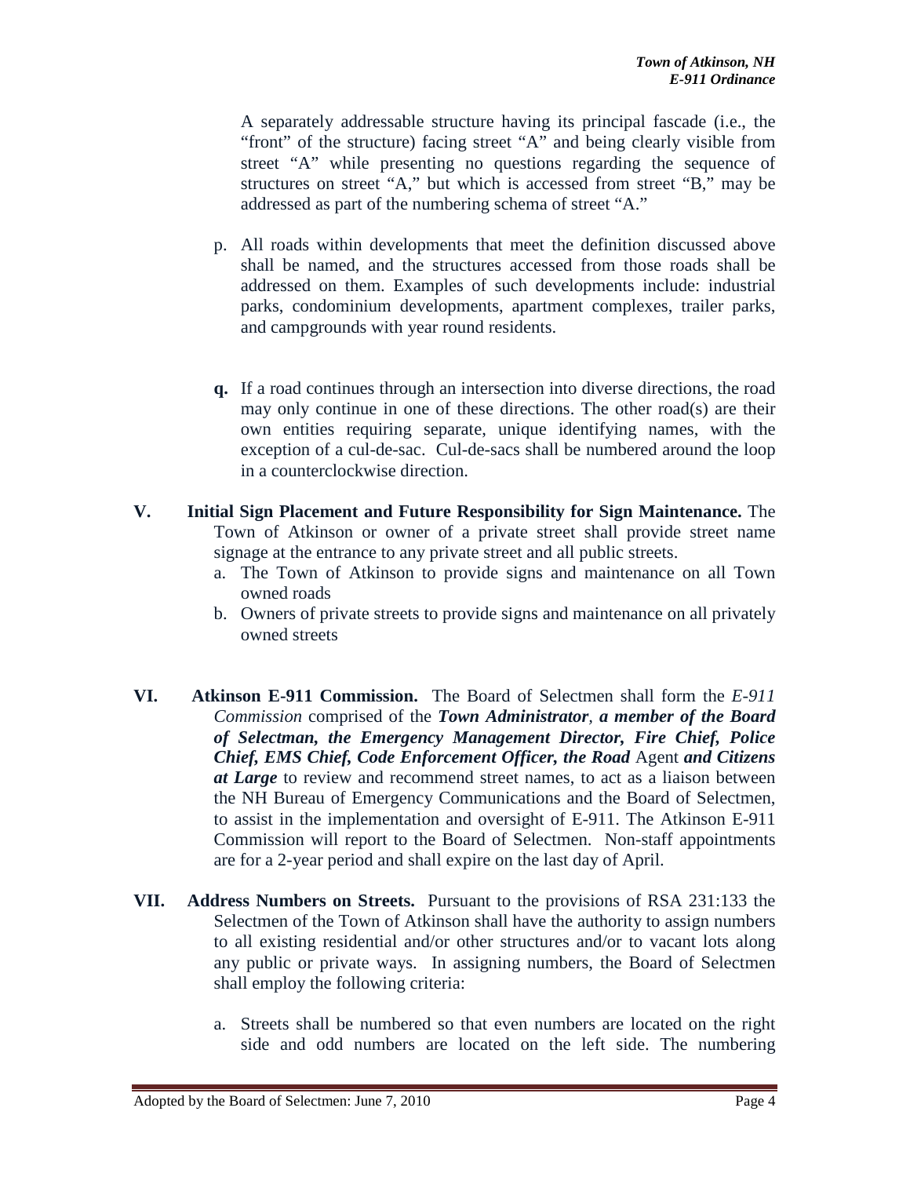A separately addressable structure having its principal fascade (i.e., the "front" of the structure) facing street "A" and being clearly visible from street "A" while presenting no questions regarding the sequence of structures on street "A," but which is accessed from street "B," may be addressed as part of the numbering schema of street "A."

p. All roads within developments that meet the definition discussed above shall be named, and the structures accessed from those roads shall be addressed on them. Examples of such developments include: industrial parks, condominium developments, apartment complexes, trailer parks, and campgrounds with year round residents.

**q.** If a road continues through an intersection into diverse directions, the road may only continue in one of these directions. The other road(s) are their own entities requiring separate, unique identifying names, with the exception of a cul-de-sac. Cul-de-sacs shall be numbered around the loop in a counterclockwise direction.

**V. Initial Sign Placement and Future Responsibility for Sign Maintenance.** The Town of Atkinson or owner of a private street shall provide street name signage at the entrance to any private street and all public streets.

a. The Town of Atkinson to provide signs and maintenance on all Town owned roads
b. Owners of private streets to provide signs and maintenance on all privately owned streets

**VI. Atkinson E-911 Commission.** The Board of Selectmen shall form the *E-911 Commission* comprised of the ***Town Administrator***, ***a member of the Board of Selectman, the Emergency Management Director, Fire Chief, Police Chief, EMS Chief, Code Enforcement Officer, the Road*** Agent ***and Citizens at Large*** to review and recommend street names, to act as a liaison between the NH Bureau of Emergency Communications and the Board of Selectmen, to assist in the implementation and oversight of E-911. The Atkinson E-911 Commission will report to the Board of Selectmen. Non-staff appointments are for a 2-year period and shall expire on the last day of April.

**VII. Address Numbers on Streets.** Pursuant to the provisions of RSA 231:133 the Selectmen of the Town of Atkinson shall have the authority to assign numbers to all existing residential and/or other structures and/or to vacant lots along any public or private ways. In assigning numbers, the Board of Selectmen shall employ the following criteria:

a. Streets shall be numbered so that even numbers are located on the right side and odd numbers are located on the left side. The numbering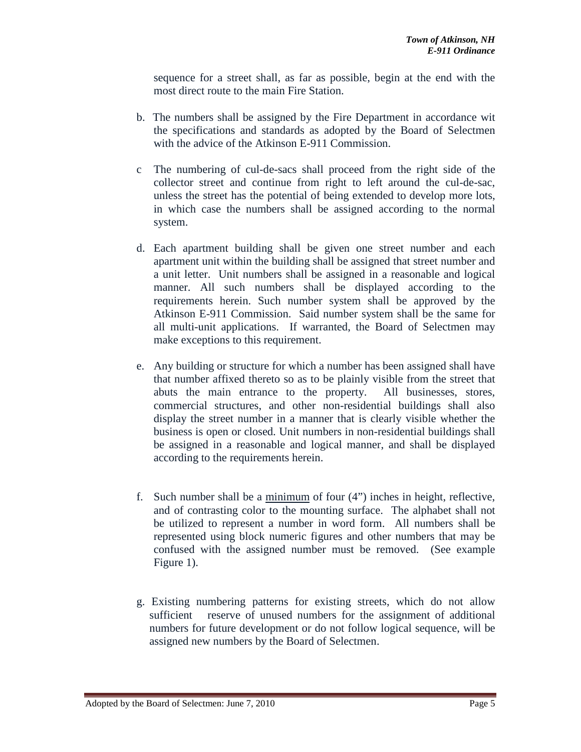sequence for a street shall, as far as possible, begin at the end with the most direct route to the main Fire Station.

b. The numbers shall be assigned by the Fire Department in accordance wit the specifications and standards as adopted by the Board of Selectmen with the advice of the Atkinson E-911 Commission.

c The numbering of cul-de-sacs shall proceed from the right side of the collector street and continue from right to left around the cul-de-sac, unless the street has the potential of being extended to develop more lots, in which case the numbers shall be assigned according to the normal system.

d. Each apartment building shall be given one street number and each apartment unit within the building shall be assigned that street number and a unit letter. Unit numbers shall be assigned in a reasonable and logical manner. All such numbers shall be displayed according to the requirements herein. Such number system shall be approved by the Atkinson E-911 Commission. Said number system shall be the same for all multi-unit applications. If warranted, the Board of Selectmen may make exceptions to this requirement.

e. Any building or structure for which a number has been assigned shall have that number affixed thereto so as to be plainly visible from the street that abuts the main entrance to the property. All businesses, stores, commercial structures, and other non-residential buildings shall also display the street number in a manner that is clearly visible whether the business is open or closed. Unit numbers in non-residential buildings shall be assigned in a reasonable and logical manner, and shall be displayed according to the requirements herein.

f. Such number shall be a <u>minimum</u> of four (4") inches in height, reflective, and of contrasting color to the mounting surface. The alphabet shall not be utilized to represent a number in word form. All numbers shall be represented using block numeric figures and other numbers that may be confused with the assigned number must be removed. (See example Figure 1).

g. Existing numbering patterns for existing streets, which do not allow sufficient reserve of unused numbers for the assignment of additional numbers for future development or do not follow logical sequence, will be assigned new numbers by the Board of Selectmen.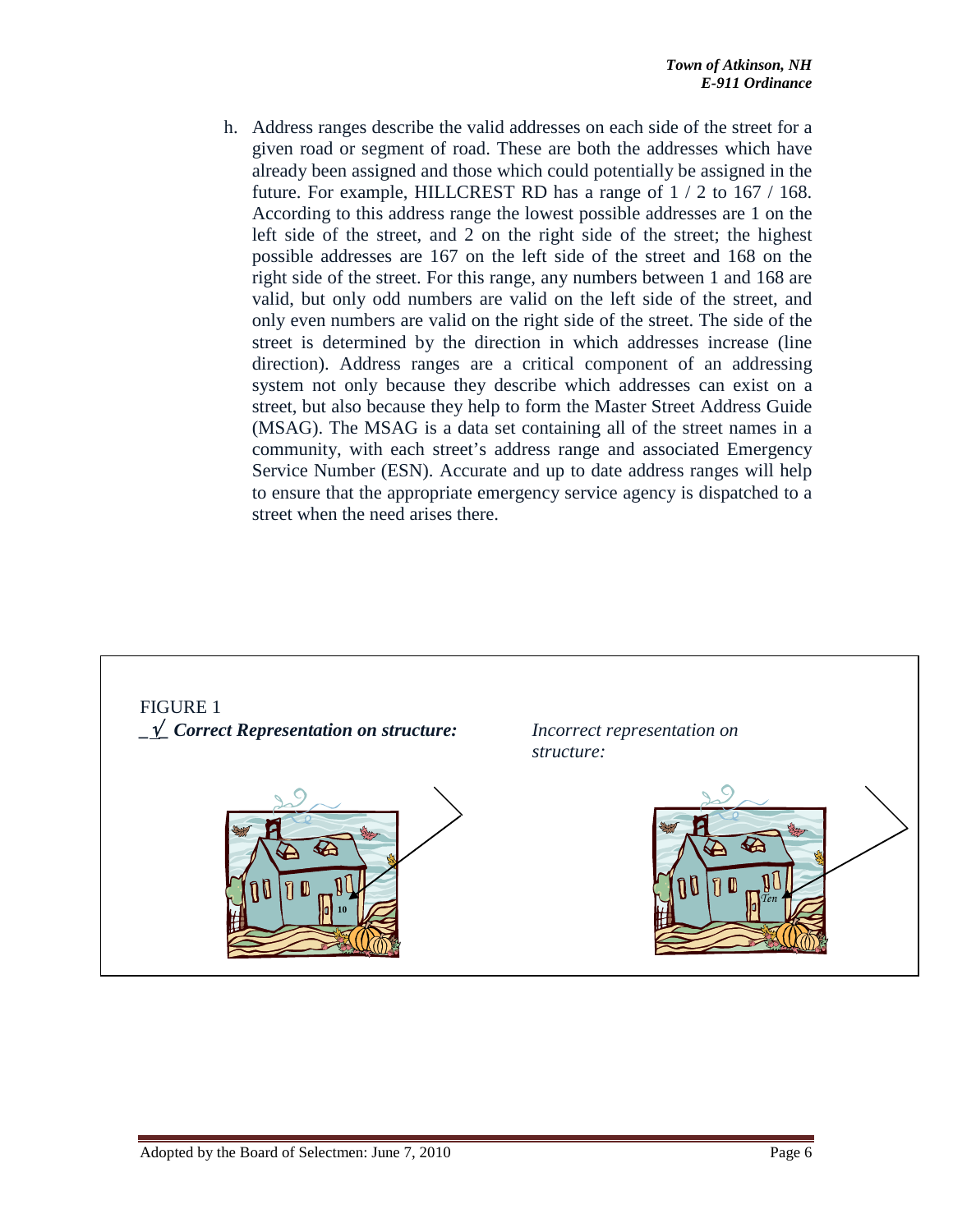h. Address ranges describe the valid addresses on each side of the street for a given road or segment of road. These are both the addresses which have already been assigned and those which could potentially be assigned in the future. For example, HILLCREST RD has a range of 1 / 2 to 167 / 168. According to this address range the lowest possible addresses are 1 on the left side of the street, and 2 on the right side of the street; the highest possible addresses are 167 on the left side of the street and 168 on the right side of the street. For this range, any numbers between 1 and 168 are valid, but only odd numbers are valid on the left side of the street, and only even numbers are valid on the right side of the street. The side of the street is determined by the direction in which addresses increase (line direction). Address ranges are a critical component of an addressing system not only because they describe which addresses can exist on a street, but also because they help to form the Master Street Address Guide (MSAG). The MSAG is a data set containing all of the street names in a community, with each street's address range and associated Emergency Service Number (ESN). Accurate and up to date address ranges will help to ensure that the appropriate emergency service agency is dispatched to a street when the need arises there.

FIGURE 1

_√_ ***Correct Representation on structure:***

10

*Incorrect representation on structure:*

*Ten*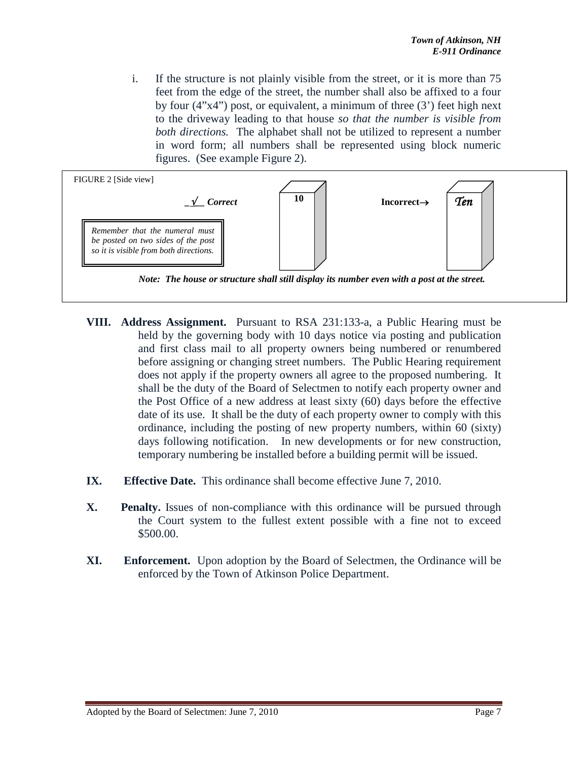i. If the structure is not plainly visible from the street, or it is more than 75 feet from the edge of the street, the number shall also be affixed to a four by four (4"x4") post, or equivalent, a minimum of three (3') feet high next to the driveway leading to that house *so that the number is visible from both directions.* The alphabet shall not be utilized to represent a number in word form; all numbers shall be represented using block numeric figures. (See example Figure 2).

FIGURE 2 [Side view]

_√_ ***Correct*** 10 **Incorrect→** *Ten*

*Remember that the numeral must be posted on two sides of the post so it is visible from both directions.*

***Note: The house or structure shall still display its number even with a post at the street.***

**VIII. Address Assignment.** Pursuant to RSA 231:133-a, a Public Hearing must be held by the governing body with 10 days notice via posting and publication and first class mail to all property owners being numbered or renumbered before assigning or changing street numbers. The Public Hearing requirement does not apply if the property owners all agree to the proposed numbering. It shall be the duty of the Board of Selectmen to notify each property owner and the Post Office of a new address at least sixty (60) days before the effective date of its use. It shall be the duty of each property owner to comply with this ordinance, including the posting of new property numbers, within 60 (sixty) days following notification. In new developments or for new construction, temporary numbering be installed before a building permit will be issued.

**IX. Effective Date.** This ordinance shall become effective June 7, 2010.

**X. Penalty.** Issues of non-compliance with this ordinance will be pursued through the Court system to the fullest extent possible with a fine not to exceed $500.00.

**XI. Enforcement.** Upon adoption by the Board of Selectmen, the Ordinance will be enforced by the Town of Atkinson Police Department.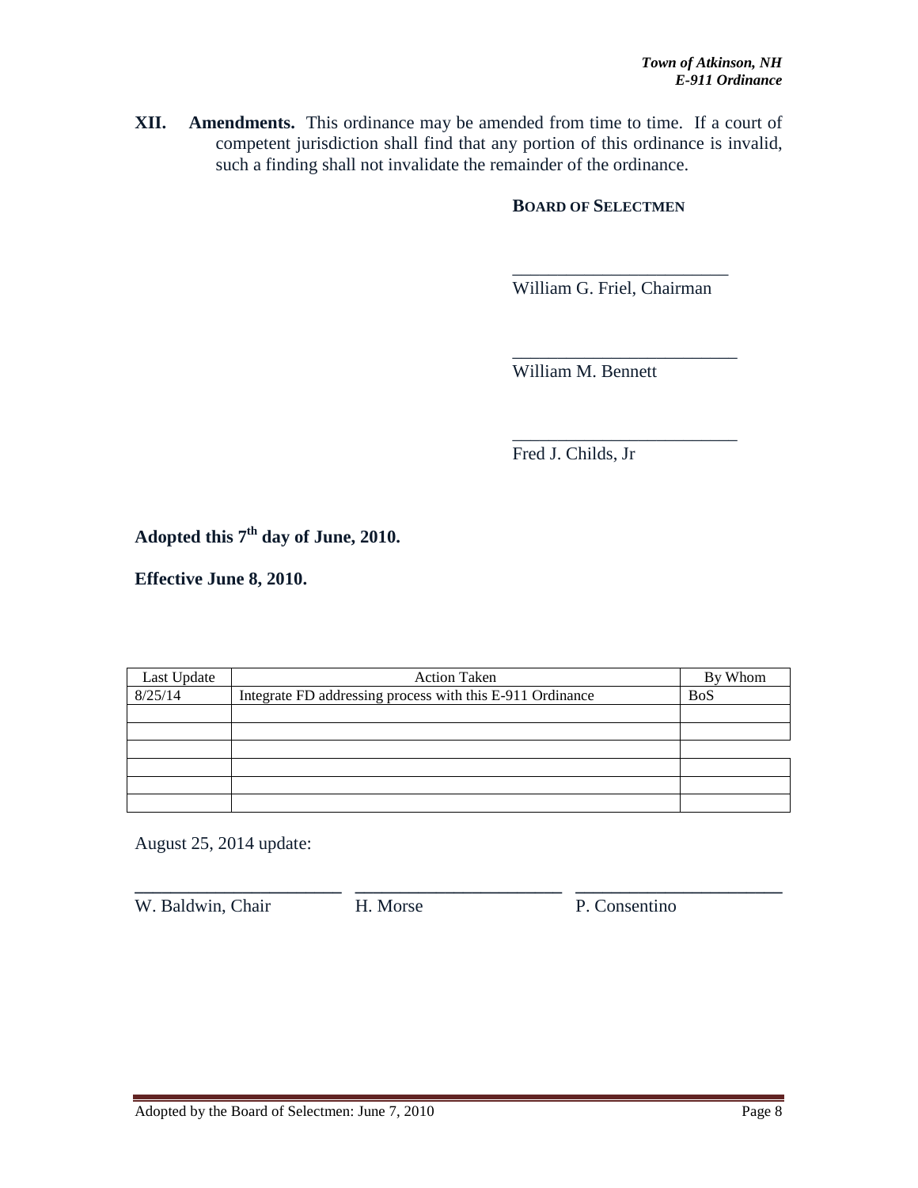**XII. Amendments.** This ordinance may be amended from time to time. If a court of competent jurisdiction shall find that any portion of this ordinance is invalid, such a finding shall not invalidate the remainder of the ordinance.

**BOARD OF SELECTMEN**

________________________
William G. Friel, Chairman

________________________
William M. Bennett

________________________
Fred J. Childs, Jr

**Adopted this 7th day of June, 2010.**

**Effective June 8, 2010.**

| Last Update | Action Taken | By Whom |
|---|---|---|
| 8/25/14 | Integrate FD addressing process with this E-911 Ordinance | BoS |
| | | |
| | | |
| | | |
| | | |
| | | |
| | | |

August 25, 2014 update:

________________________ ________________________ ________________________
W. Baldwin, Chair H. Morse P. Consentino